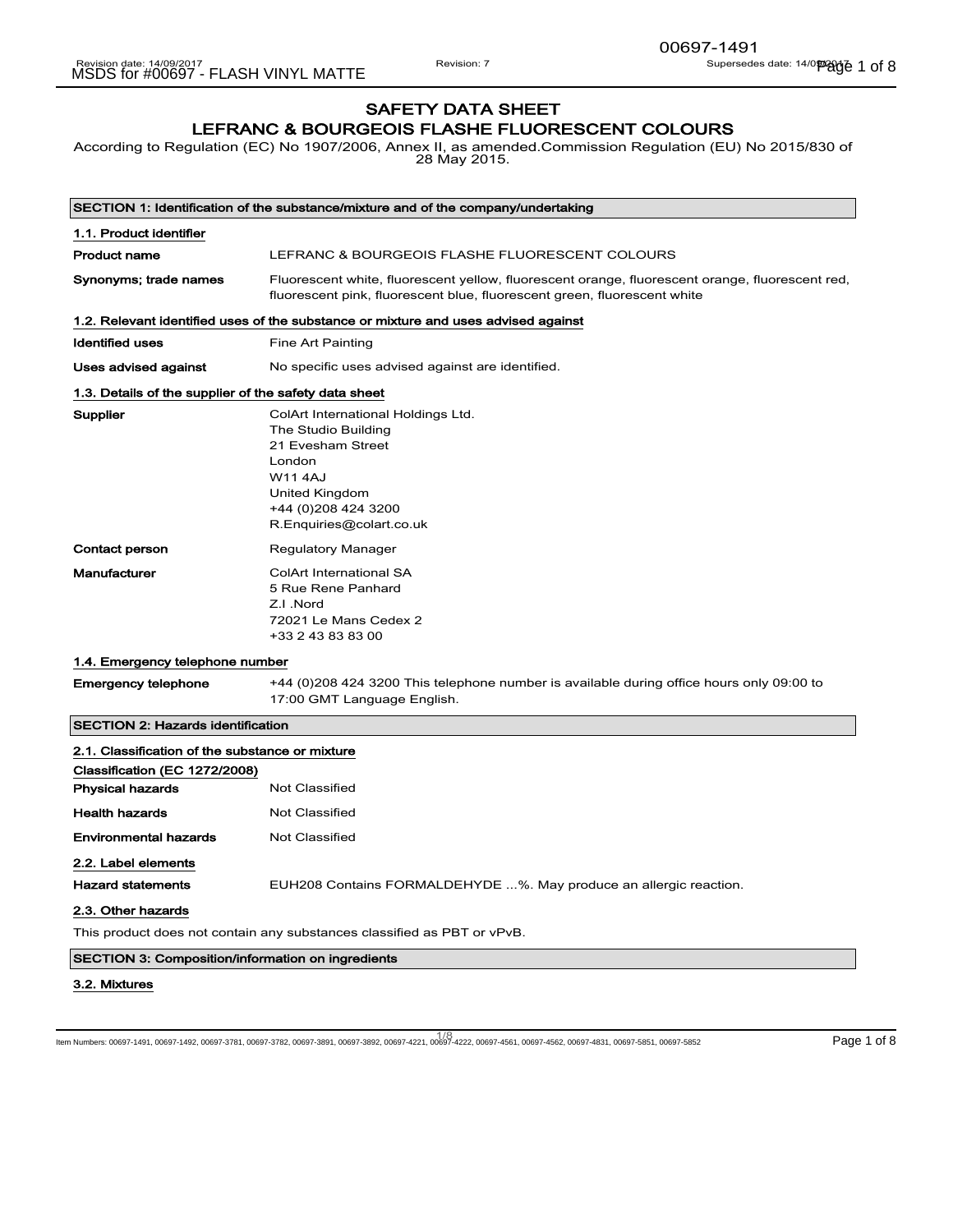# SAFETY DATA SHEET
## LEFRANC & BOURGEOIS FLASHE FLUORESCENT COLOURS

According to Regulation (EC) No 1907/2006, Annex II, as amended.Commission Regulation (EU) No 2015/830 of 28 May 2015.

### SECTION 1: Identification of the substance/mixture and of the company/undertaking

**1.1. Product identifier**

**Product name** LEFRANC & BOURGEOIS FLASHE FLUORESCENT COLOURS

**Synonyms; trade names** Fluorescent white, fluorescent yellow, fluorescent orange, fluorescent orange, fluorescent red, fluorescent pink, fluorescent blue, fluorescent green, fluorescent white

**1.2. Relevant identified uses of the substance or mixture and uses advised against**

**Identified uses** Fine Art Painting

**Uses advised against** No specific uses advised against are identified.

**1.3. Details of the supplier of the safety data sheet**

**Supplier**
ColArt International Holdings Ltd.
The Studio Building
21 Evesham Street
London
W11 4AJ
United Kingdom
+44 (0)208 424 3200
R.Enquiries@colart.co.uk

**Contact person** Regulatory Manager

**Manufacturer**
ColArt International SA
5 Rue Rene Panhard
Z.I .Nord
72021 Le Mans Cedex 2
+33 2 43 83 83 00

**1.4. Emergency telephone number**

**Emergency telephone** +44 (0)208 424 3200 This telephone number is available during office hours only 09:00 to 17:00 GMT Language English.

### SECTION 2: Hazards identification

**2.1. Classification of the substance or mixture**

**Classification (EC 1272/2008)**

**Physical hazards** Not Classified

**Health hazards** Not Classified

**Environmental hazards** Not Classified

**2.2. Label elements**

**Hazard statements** EUH208 Contains FORMALDEHYDE ...%. May produce an allergic reaction.

**2.3. Other hazards**

This product does not contain any substances classified as PBT or vPvB.

### SECTION 3: Composition/information on ingredients

**3.2. Mixtures**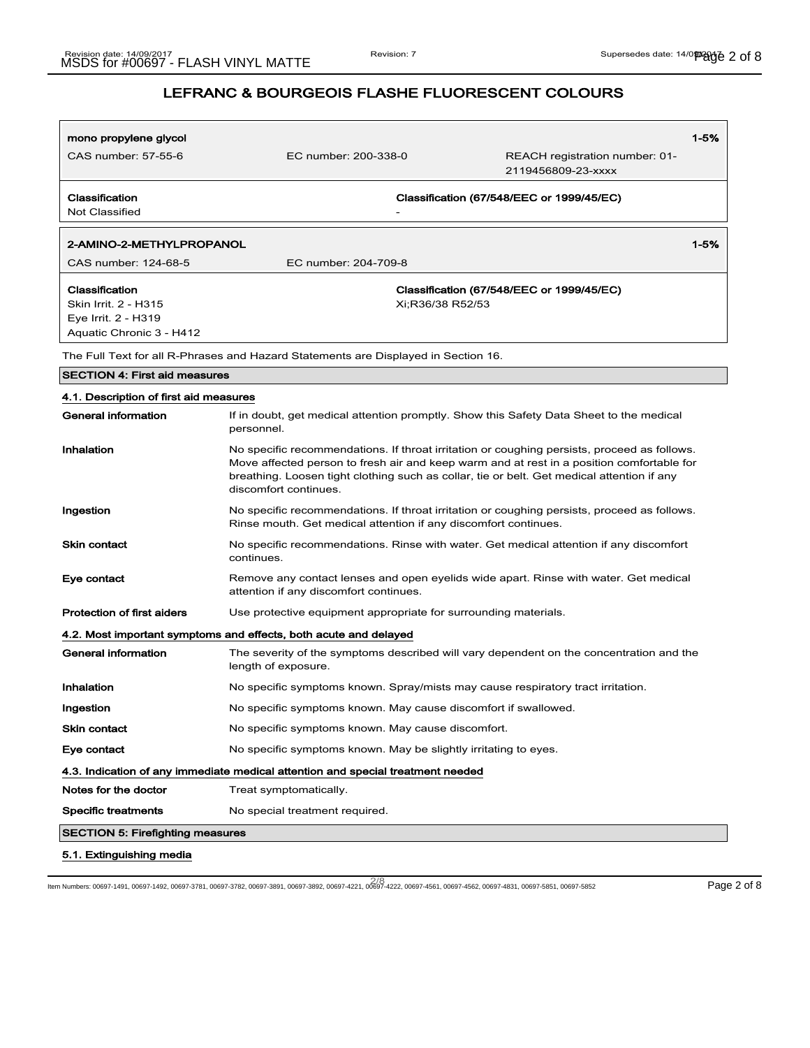| mono propylene glycol | | 1-5% |
| --- | --- | --- |
| CAS number: 57-55-6 | EC number: 200-338-0 | REACH registration number: 01-2119456809-23-xxxx |

| Classification | Classification (67/548/EEC or 1999/45/EC) |
| --- | --- |
| Not Classified | - |

| 2-AMINO-2-METHYLPROPANOL | | 1-5% |
| --- | --- | --- |
| CAS number: 124-68-5 | EC number: 204-709-8 | |

| Classification | Classification (67/548/EEC or 1999/45/EC) |
| --- | --- |
| Skin Irrit. 2 - H315<br>Eye Irrit. 2 - H319<br>Aquatic Chronic 3 - H412 | Xi;R36/38 R52/53 |

The Full Text for all R-Phrases and Hazard Statements are Displayed in Section 16.

## SECTION 4: First aid measures

### 4.1. Description of first aid measures

| | |
| --- | --- |
| **General information** | If in doubt, get medical attention promptly. Show this Safety Data Sheet to the medical personnel. |
| **Inhalation** | No specific recommendations. If throat irritation or coughing persists, proceed as follows. Move affected person to fresh air and keep warm and at rest in a position comfortable for breathing. Loosen tight clothing such as collar, tie or belt. Get medical attention if any discomfort continues. |
| **Ingestion** | No specific recommendations. If throat irritation or coughing persists, proceed as follows. Rinse mouth. Get medical attention if any discomfort continues. |
| **Skin contact** | No specific recommendations. Rinse with water. Get medical attention if any discomfort continues. |
| **Eye contact** | Remove any contact lenses and open eyelids wide apart. Rinse with water. Get medical attention if any discomfort continues. |
| **Protection of first aiders** | Use protective equipment appropriate for surrounding materials. |

### 4.2. Most important symptoms and effects, both acute and delayed

| | |
| --- | --- |
| **General information** | The severity of the symptoms described will vary dependent on the concentration and the length of exposure. |
| **Inhalation** | No specific symptoms known. Spray/mists may cause respiratory tract irritation. |
| **Ingestion** | No specific symptoms known. May cause discomfort if swallowed. |
| **Skin contact** | No specific symptoms known. May cause discomfort. |
| **Eye contact** | No specific symptoms known. May be slightly irritating to eyes. |

### 4.3. Indication of any immediate medical attention and special treatment needed

| | |
| --- | --- |
| **Notes for the doctor** | Treat symptomatically. |
| **Specific treatments** | No special treatment required. |

## SECTION 5: Firefighting measures

### 5.1. Extinguishing media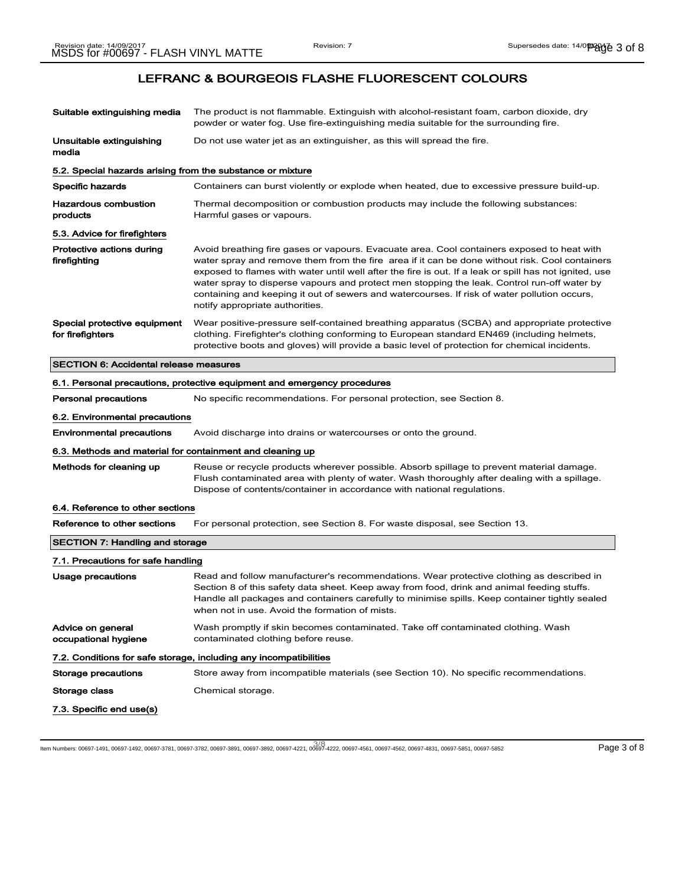## LEFRANC & BOURGEOIS FLASHE FLUORESCENT COLOURS

| | |
|---|---|
| **Suitable extinguishing media** | The product is not flammable. Extinguish with alcohol-resistant foam, carbon dioxide, dry powder or water fog. Use fire-extinguishing media suitable for the surrounding fire. |
| **Unsuitable extinguishing media** | Do not use water jet as an extinguisher, as this will spread the fire. |

### 5.2. Special hazards arising from the substance or mixture

| | |
|---|---|
| **Specific hazards** | Containers can burst violently or explode when heated, due to excessive pressure build-up. |
| **Hazardous combustion products** | Thermal decomposition or combustion products may include the following substances: Harmful gases or vapours. |

### 5.3. Advice for firefighters

| | |
|---|---|
| **Protective actions during firefighting** | Avoid breathing fire gases or vapours. Evacuate area. Cool containers exposed to heat with water spray and remove them from the fire area if it can be done without risk. Cool containers exposed to flames with water until well after the fire is out. If a leak or spill has not ignited, use water spray to disperse vapours and protect men stopping the leak. Control run-off water by containing and keeping it out of sewers and watercourses. If risk of water pollution occurs, notify appropriate authorities. |
| **Special protective equipment for firefighters** | Wear positive-pressure self-contained breathing apparatus (SCBA) and appropriate protective clothing. Firefighter's clothing conforming to European standard EN469 (including helmets, protective boots and gloves) will provide a basic level of protection for chemical incidents. |

## SECTION 6: Accidental release measures

### 6.1. Personal precautions, protective equipment and emergency procedures

| | |
|---|---|
| **Personal precautions** | No specific recommendations. For personal protection, see Section 8. |

### 6.2. Environmental precautions

| | |
|---|---|
| **Environmental precautions** | Avoid discharge into drains or watercourses or onto the ground. |

### 6.3. Methods and material for containment and cleaning up

| | |
|---|---|
| **Methods for cleaning up** | Reuse or recycle products wherever possible. Absorb spillage to prevent material damage. Flush contaminated area with plenty of water. Wash thoroughly after dealing with a spillage. Dispose of contents/container in accordance with national regulations. |

### 6.4. Reference to other sections

| | |
|---|---|
| **Reference to other sections** | For personal protection, see Section 8. For waste disposal, see Section 13. |

## SECTION 7: Handling and storage

### 7.1. Precautions for safe handling

| | |
|---|---|
| **Usage precautions** | Read and follow manufacturer's recommendations. Wear protective clothing as described in Section 8 of this safety data sheet. Keep away from food, drink and animal feeding stuffs. Handle all packages and containers carefully to minimise spills. Keep container tightly sealed when not in use. Avoid the formation of mists. |
| **Advice on general occupational hygiene** | Wash promptly if skin becomes contaminated. Take off contaminated clothing. Wash contaminated clothing before reuse. |

### 7.2. Conditions for safe storage, including any incompatibilities

| | |
|---|---|
| **Storage precautions** | Store away from incompatible materials (see Section 10). No specific recommendations. |
| **Storage class** | Chemical storage. |

### 7.3. Specific end use(s)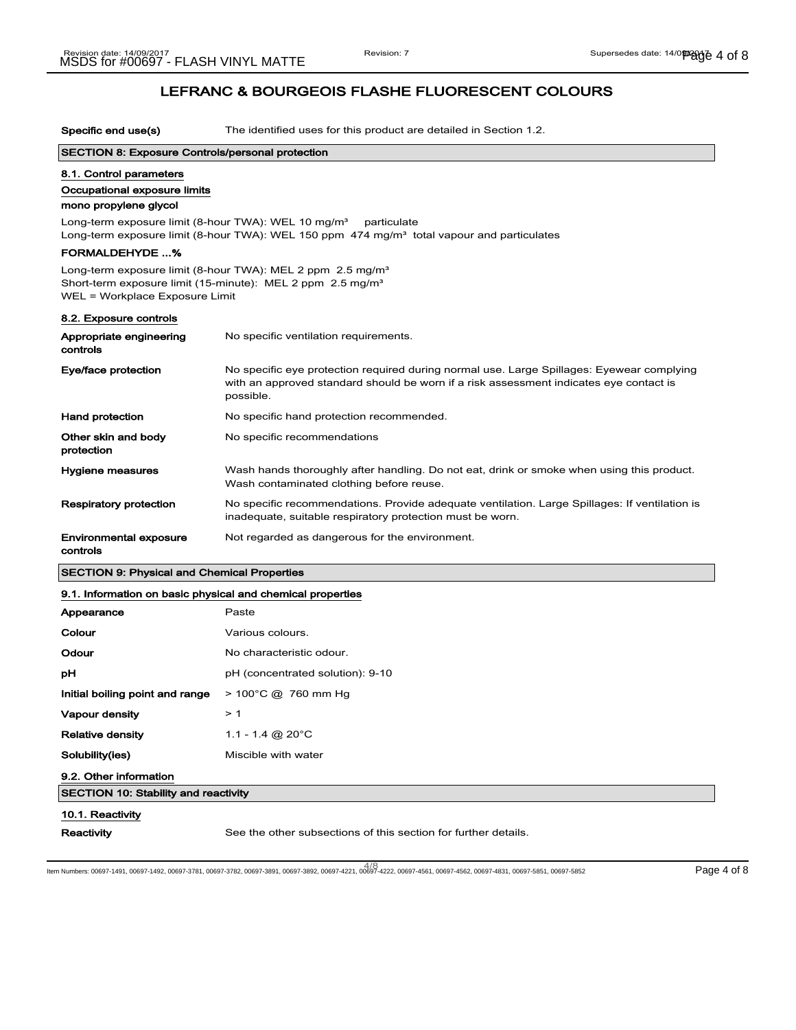## LEFRANC & BOURGEOIS FLASHE FLUORESCENT COLOURS

**Specific end use(s)** The identified uses for this product are detailed in Section 1.2.

### SECTION 8: Exposure Controls/personal protection

#### 8.1. Control parameters

**Occupational exposure limits**

**mono propylene glycol**

Long-term exposure limit (8-hour TWA): WEL 10 mg/m³ particulate
Long-term exposure limit (8-hour TWA): WEL 150 ppm 474 mg/m³ total vapour and particulates

**FORMALDEHYDE ...%**

Long-term exposure limit (8-hour TWA): MEL 2 ppm 2.5 mg/m³
Short-term exposure limit (15-minute): MEL 2 ppm 2.5 mg/m³
WEL = Workplace Exposure Limit

#### 8.2. Exposure controls

| | |
|---|---|
| **Appropriate engineering controls** | No specific ventilation requirements. |
| **Eye/face protection** | No specific eye protection required during normal use. Large Spillages: Eyewear complying with an approved standard should be worn if a risk assessment indicates eye contact is possible. |
| **Hand protection** | No specific hand protection recommended. |
| **Other skin and body protection** | No specific recommendations |
| **Hygiene measures** | Wash hands thoroughly after handling. Do not eat, drink or smoke when using this product. Wash contaminated clothing before reuse. |
| **Respiratory protection** | No specific recommendations. Provide adequate ventilation. Large Spillages: If ventilation is inadequate, suitable respiratory protection must be worn. |
| **Environmental exposure controls** | Not regarded as dangerous for the environment. |

### SECTION 9: Physical and Chemical Properties

#### 9.1. Information on basic physical and chemical properties

| | |
|---|---|
| **Appearance** | Paste |
| **Colour** | Various colours. |
| **Odour** | No characteristic odour. |
| **pH** | pH (concentrated solution): 9-10 |
| **Initial boiling point and range** | > 100°C @ 760 mm Hg |
| **Vapour density** | > 1 |
| **Relative density** | 1.1 - 1.4 @ 20°C |
| **Solubility(ies)** | Miscible with water |

#### 9.2. Other information

### SECTION 10: Stability and reactivity

#### 10.1. Reactivity

**Reactivity** See the other subsections of this section for further details.

Item Numbers: 00697-1491, 00697-1492, 00697-3781, 00697-3782, 00697-3891, 00697-3892, 00697-4221, 00697-4222, 00697-4561, 00697-4562, 00697-4831, 00697-5851, 00697-5852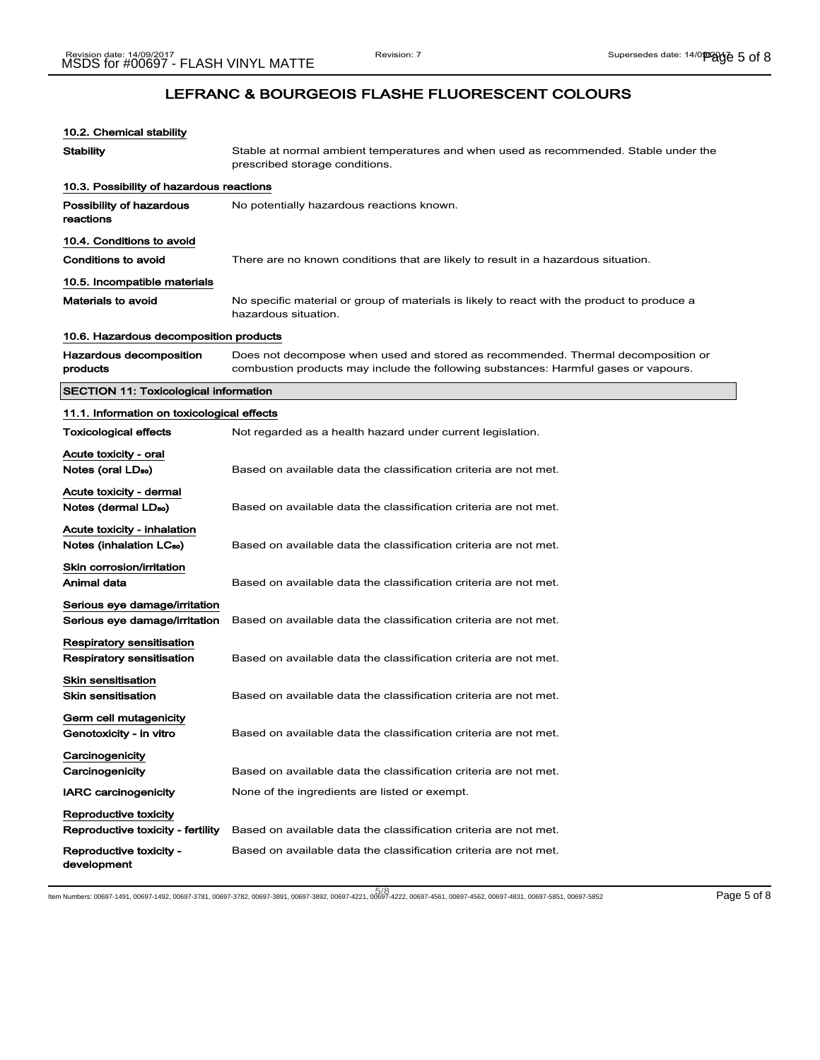## LEFRANC & BOURGEOIS FLASHE FLUORESCENT COLOURS

### 10.2. Chemical stability

**Stability** — Stable at normal ambient temperatures and when used as recommended. Stable under the prescribed storage conditions.

### 10.3. Possibility of hazardous reactions

**Possibility of hazardous reactions** — No potentially hazardous reactions known.

### 10.4. Conditions to avoid

**Conditions to avoid** — There are no known conditions that are likely to result in a hazardous situation.

### 10.5. Incompatible materials

**Materials to avoid** — No specific material or group of materials is likely to react with the product to produce a hazardous situation.

### 10.6. Hazardous decomposition products

**Hazardous decomposition products** — Does not decompose when used and stored as recommended. Thermal decomposition or combustion products may include the following substances: Harmful gases or vapours.

## SECTION 11: Toxicological information

### 11.1. Information on toxicological effects

**Toxicological effects** — Not regarded as a health hazard under current legislation.

Acute toxicity - oral

**Notes (oral $LD_{50}$)** — Based on available data the classification criteria are not met.

Acute toxicity - dermal

**Notes (dermal $LD_{50}$)** — Based on available data the classification criteria are not met.

Acute toxicity - inhalation

**Notes (inhalation $LC_{50}$)** — Based on available data the classification criteria are not met.

Skin corrosion/irritation

**Animal data** — Based on available data the classification criteria are not met.

Serious eye damage/irritation

**Serious eye damage/irritation** — Based on available data the classification criteria are not met.

Respiratory sensitisation

**Respiratory sensitisation** — Based on available data the classification criteria are not met.

Skin sensitisation

**Skin sensitisation** — Based on available data the classification criteria are not met.

Germ cell mutagenicity

**Genotoxicity - in vitro** — Based on available data the classification criteria are not met.

Carcinogenicity

**Carcinogenicity** — Based on available data the classification criteria are not met.

**IARC carcinogenicity** — None of the ingredients are listed or exempt.

Reproductive toxicity

**Reproductive toxicity - fertility** — Based on available data the classification criteria are not met.

**Reproductive toxicity - development** — Based on available data the classification criteria are not met.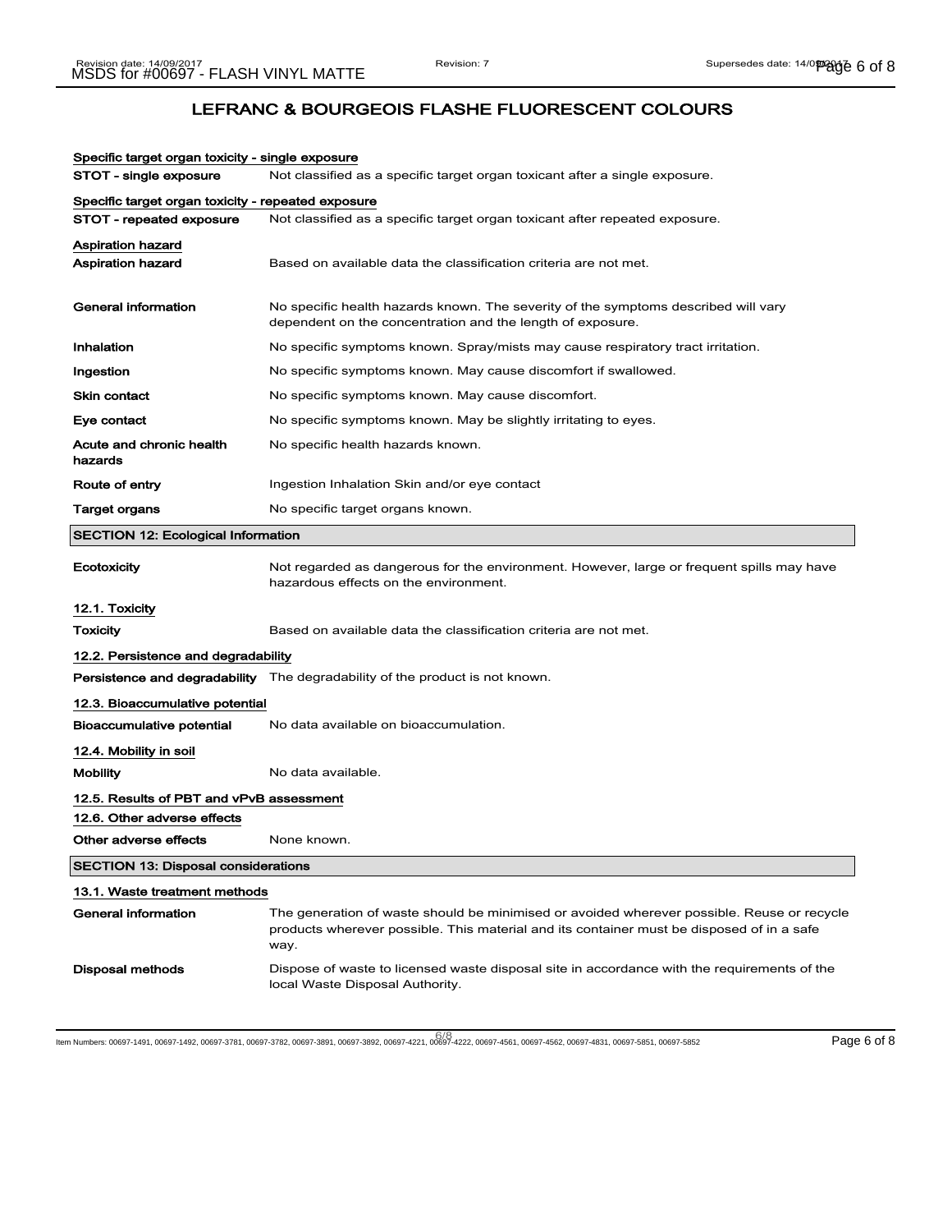## LEFRANC & BOURGEOIS FLASHE FLUORESCENT COLOURS

**Specific target organ toxicity - single exposure**

| | |
|---|---|
| **STOT - single exposure** | Not classified as a specific target organ toxicant after a single exposure. |

**Specific target organ toxicity - repeated exposure**

| | |
|---|---|
| **STOT - repeated exposure** | Not classified as a specific target organ toxicant after repeated exposure. |

**Aspiration hazard**

| | |
|---|---|
| **Aspiration hazard** | Based on available data the classification criteria are not met. |
| **General information** | No specific health hazards known. The severity of the symptoms described will vary dependent on the concentration and the length of exposure. |
| **Inhalation** | No specific symptoms known. Spray/mists may cause respiratory tract irritation. |
| **Ingestion** | No specific symptoms known. May cause discomfort if swallowed. |
| **Skin contact** | No specific symptoms known. May cause discomfort. |
| **Eye contact** | No specific symptoms known. May be slightly irritating to eyes. |
| **Acute and chronic health hazards** | No specific health hazards known. |
| **Route of entry** | Ingestion Inhalation Skin and/or eye contact |
| **Target organs** | No specific target organs known. |

## SECTION 12: Ecological Information

| | |
|---|---|
| **Ecotoxicity** | Not regarded as dangerous for the environment. However, large or frequent spills may have hazardous effects on the environment. |

**12.1. Toxicity**

| | |
|---|---|
| **Toxicity** | Based on available data the classification criteria are not met. |

**12.2. Persistence and degradability**

| | |
|---|---|
| **Persistence and degradability** | The degradability of the product is not known. |

**12.3. Bioaccumulative potential**

| | |
|---|---|
| **Bioaccumulative potential** | No data available on bioaccumulation. |

**12.4. Mobility in soil**

| | |
|---|---|
| **Mobility** | No data available. |

**12.5. Results of PBT and vPvB assessment**

**12.6. Other adverse effects**

| | |
|---|---|
| **Other adverse effects** | None known. |

## SECTION 13: Disposal considerations

**13.1. Waste treatment methods**

| | |
|---|---|
| **General information** | The generation of waste should be minimised or avoided wherever possible. Reuse or recycle products wherever possible. This material and its container must be disposed of in a safe way. |
| **Disposal methods** | Dispose of waste to licensed waste disposal site in accordance with the requirements of the local Waste Disposal Authority. |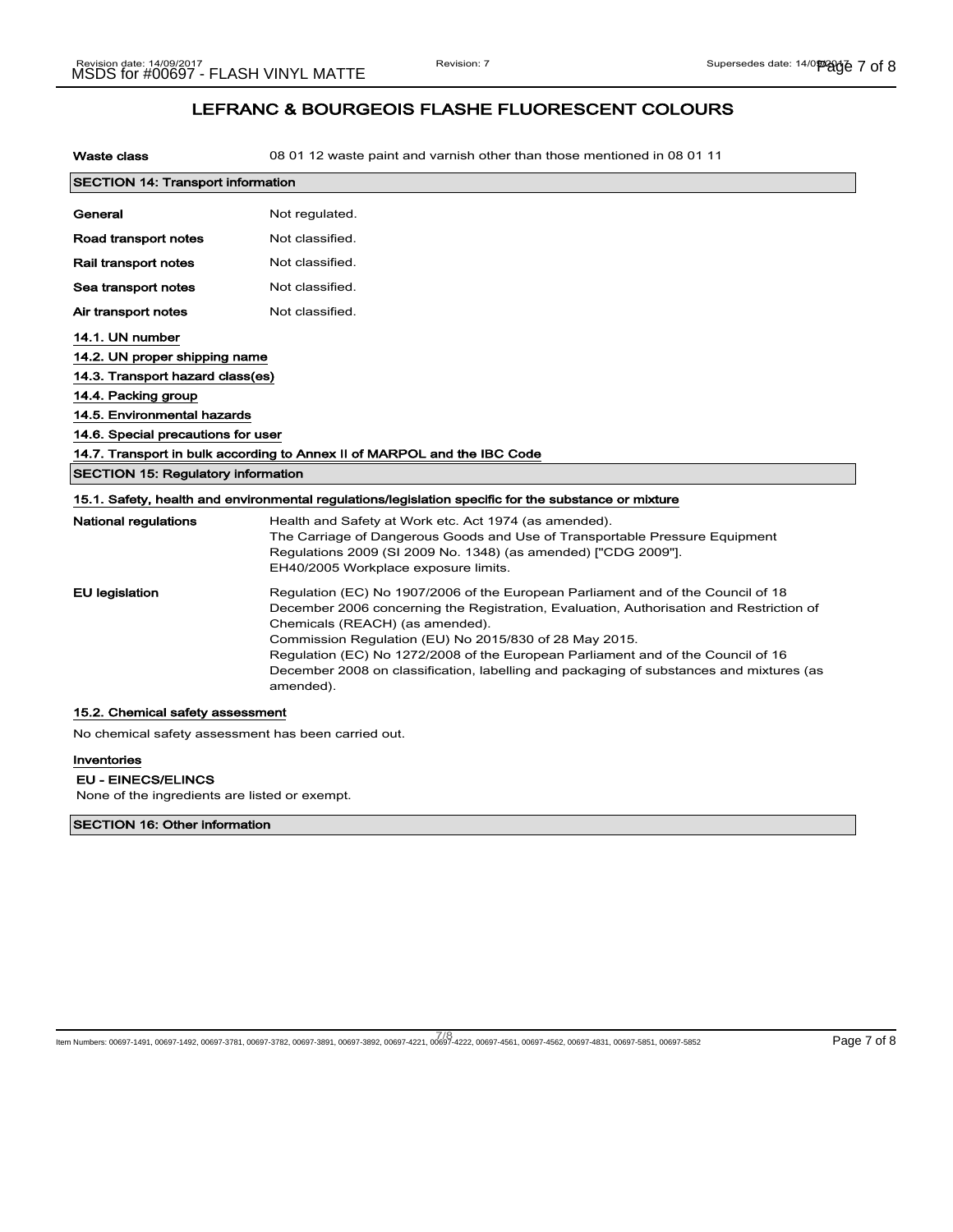**Waste class** 08 01 12 waste paint and varnish other than those mentioned in 08 01 11

## SECTION 14: Transport information

| | |
|---|---|
| **General** | Not regulated. |
| **Road transport notes** | Not classified. |
| **Rail transport notes** | Not classified. |
| **Sea transport notes** | Not classified. |
| **Air transport notes** | Not classified. |

### 14.1. UN number

### 14.2. UN proper shipping name

### 14.3. Transport hazard class(es)

### 14.4. Packing group

### 14.5. Environmental hazards

### 14.6. Special precautions for user

### 14.7. Transport in bulk according to Annex II of MARPOL and the IBC Code

## SECTION 15: Regulatory information

### 15.1. Safety, health and environmental regulations/legislation specific for the substance or mixture

| | |
|---|---|
| **National regulations** | Health and Safety at Work etc. Act 1974 (as amended). The Carriage of Dangerous Goods and Use of Transportable Pressure Equipment Regulations 2009 (SI 2009 No. 1348) (as amended) ["CDG 2009"]. EH40/2005 Workplace exposure limits. |
| **EU legislation** | Regulation (EC) No 1907/2006 of the European Parliament and of the Council of 18 December 2006 concerning the Registration, Evaluation, Authorisation and Restriction of Chemicals (REACH) (as amended). Commission Regulation (EU) No 2015/830 of 28 May 2015. Regulation (EC) No 1272/2008 of the European Parliament and of the Council of 16 December 2008 on classification, labelling and packaging of substances and mixtures (as amended). |

### 15.2. Chemical safety assessment

No chemical safety assessment has been carried out.

### Inventories

**EU - EINECS/ELINCS**

None of the ingredients are listed or exempt.

## SECTION 16: Other information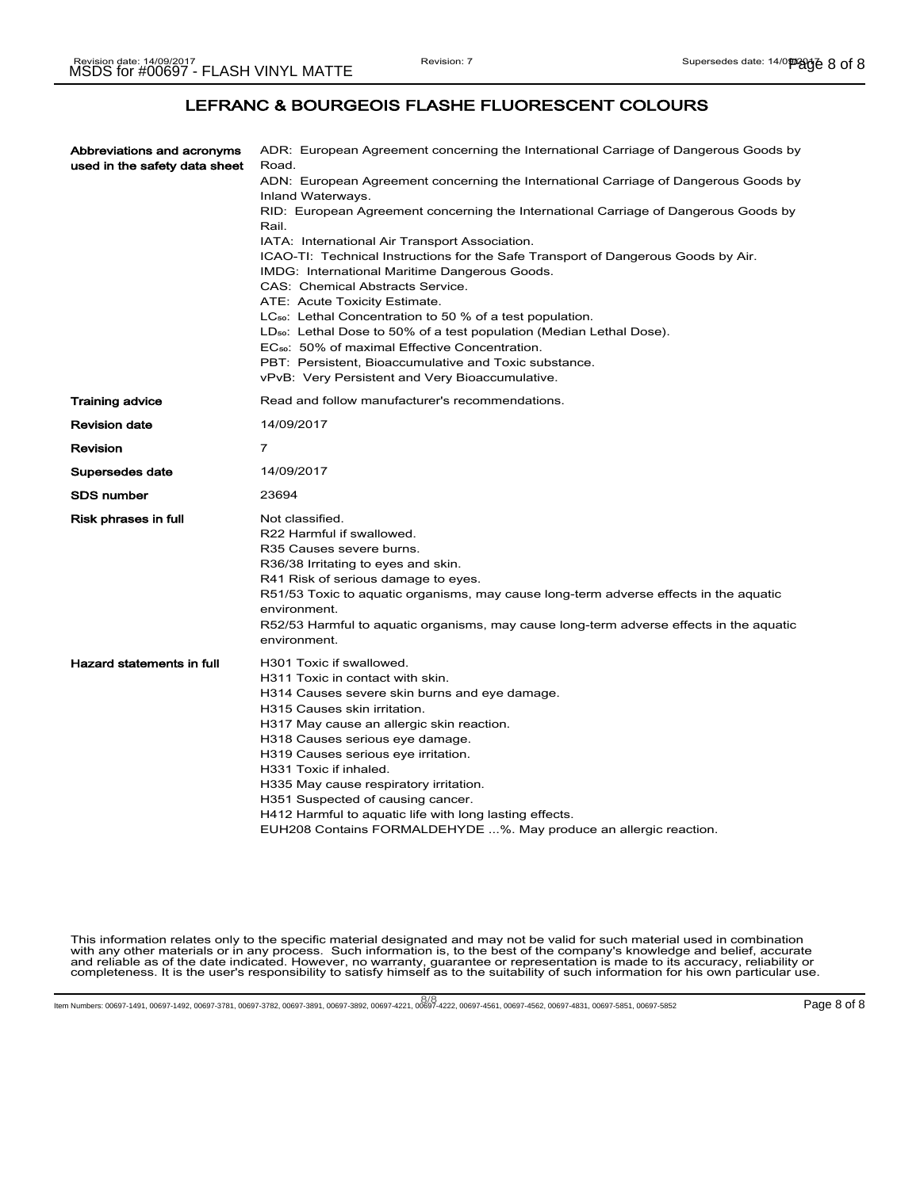## LEFRANC & BOURGEOIS FLASHE FLUORESCENT COLOURS

| | |
|---|---|
| **Abbreviations and acronyms used in the safety data sheet** | ADR: European Agreement concerning the International Carriage of Dangerous Goods by Road.<br>ADN: European Agreement concerning the International Carriage of Dangerous Goods by Inland Waterways.<br>RID: European Agreement concerning the International Carriage of Dangerous Goods by Rail.<br>IATA: International Air Transport Association.<br>ICAO-TI: Technical Instructions for the Safe Transport of Dangerous Goods by Air.<br>IMDG: International Maritime Dangerous Goods.<br>CAS: Chemical Abstracts Service.<br>ATE: Acute Toxicity Estimate.<br>$LC_{50}$: Lethal Concentration to 50 % of a test population.<br>$LD_{50}$: Lethal Dose to 50% of a test population (Median Lethal Dose).<br>$EC_{50}$: 50% of maximal Effective Concentration.<br>PBT: Persistent, Bioaccumulative and Toxic substance.<br>vPvB: Very Persistent and Very Bioaccumulative. |
| **Training advice** | Read and follow manufacturer's recommendations. |
| **Revision date** | 14/09/2017 |
| **Revision** | 7 |
| **Supersedes date** | 14/09/2017 |
| **SDS number** | 23694 |
| **Risk phrases in full** | Not classified.<br>R22 Harmful if swallowed.<br>R35 Causes severe burns.<br>R36/38 Irritating to eyes and skin.<br>R41 Risk of serious damage to eyes.<br>R51/53 Toxic to aquatic organisms, may cause long-term adverse effects in the aquatic environment.<br>R52/53 Harmful to aquatic organisms, may cause long-term adverse effects in the aquatic environment. |
| **Hazard statements in full** | H301 Toxic if swallowed.<br>H311 Toxic in contact with skin.<br>H314 Causes severe skin burns and eye damage.<br>H315 Causes skin irritation.<br>H317 May cause an allergic skin reaction.<br>H318 Causes serious eye damage.<br>H319 Causes serious eye irritation.<br>H331 Toxic if inhaled.<br>H335 May cause respiratory irritation.<br>H351 Suspected of causing cancer.<br>H412 Harmful to aquatic life with long lasting effects.<br>EUH208 Contains FORMALDEHYDE ...%. May produce an allergic reaction. |

This information relates only to the specific material designated and may not be valid for such material used in combination with any other materials or in any process. Such information is, to the best of the company's knowledge and belief, accurate and reliable as of the date indicated. However, no warranty, guarantee or representation is made to its accuracy, reliability or completeness. It is the user's responsibility to satisfy himself as to the suitability of such information for his own particular use.